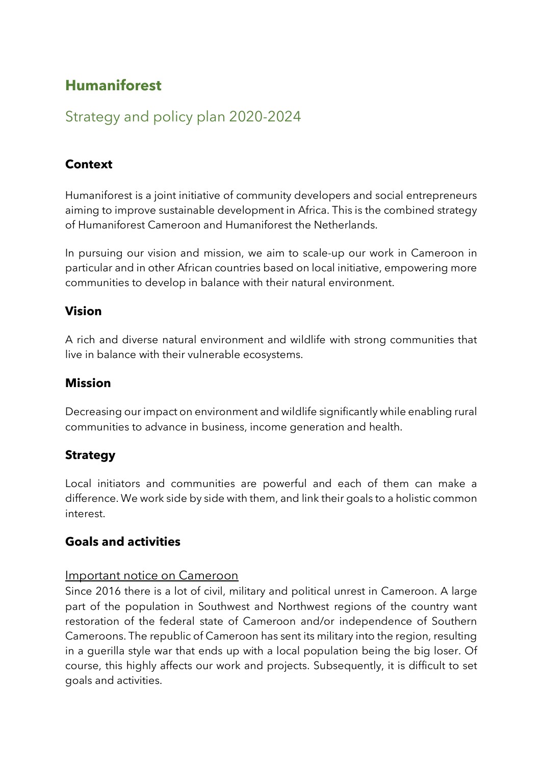# Humaniforest

## Strategy and policy plan 2020-2024

### Context

Humaniforest is a joint initiative of community developers and social entrepreneurs aiming to improve sustainable development in Africa. This is the combined strategy of Humaniforest Cameroon and Humaniforest the Netherlands.

In pursuing our vision and mission, we aim to scale-up our work in Cameroon in particular and in other African countries based on local initiative, empowering more communities to develop in balance with their natural environment.

### Vision

A rich and diverse natural environment and wildlife with strong communities that live in balance with their vulnerable ecosystems.

### Mission

Decreasing our impact on environment and wildlife significantly while enabling rural communities to advance in business, income generation and health.

### Strategy

Local initiators and communities are powerful and each of them can make a difference. We work side by side with them, and link their goals to a holistic common interest.

### Goals and activities

Important notice on Cameroon

Since 2016 there is a lot of civil, military and political unrest in Cameroon. A large part of the population in Southwest and Northwest regions of the country want restoration of the federal state of Cameroon and/or independence of Southern Cameroons. The republic of Cameroon has sent its military into the region, resulting in a guerilla style war that ends up with a local population being the big loser. Of course, this highly affects our work and projects. Subsequently, it is difficult to set goals and activities.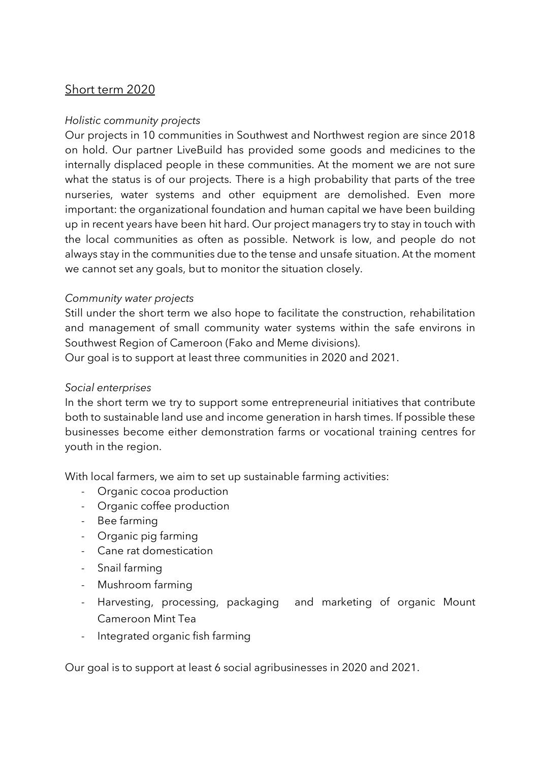## Short term 2020

*Holistic community projects*

Our projects in 10 communities in Southwest and Northwest region are since 2018 on hold. Our partner LiveBuild has provided some goods and medicines to the internally displaced people in these communities. At the moment we are not sure what the status is of our projects. There is a high probability that parts of the tree nurseries, water systems and other equipment are demolished. Even more important: the organizational foundation and human capital we have been building up in recent years have been hit hard. Our project managers try to stay in touch with the local communities as often as possible. Network is low, and people do not always stay in the communities due to the tense and unsafe situation. At the moment we cannot set any goals, but to monitor the situation closely.

*Community water projects*

Still under the short term we also hope to facilitate the construction, rehabilitation and management of small community water systems within the safe environs in Southwest Region of Cameroon (Fako and Meme divisions).
Our goal is to support at least three communities in 2020 and 2021.

*Social enterprises*

In the short term we try to support some entrepreneurial initiatives that contribute both to sustainable land use and income generation in harsh times. If possible these businesses become either demonstration farms or vocational training centres for youth in the region.

With local farmers, we aim to set up sustainable farming activities:

- Organic cocoa production
- Organic coffee production
- Bee farming
- Organic pig farming
- Cane rat domestication
- Snail farming
- Mushroom farming
- Harvesting, processing, packaging and marketing of organic Mount Cameroon Mint Tea
- Integrated organic fish farming

Our goal is to support at least 6 social agribusinesses in 2020 and 2021.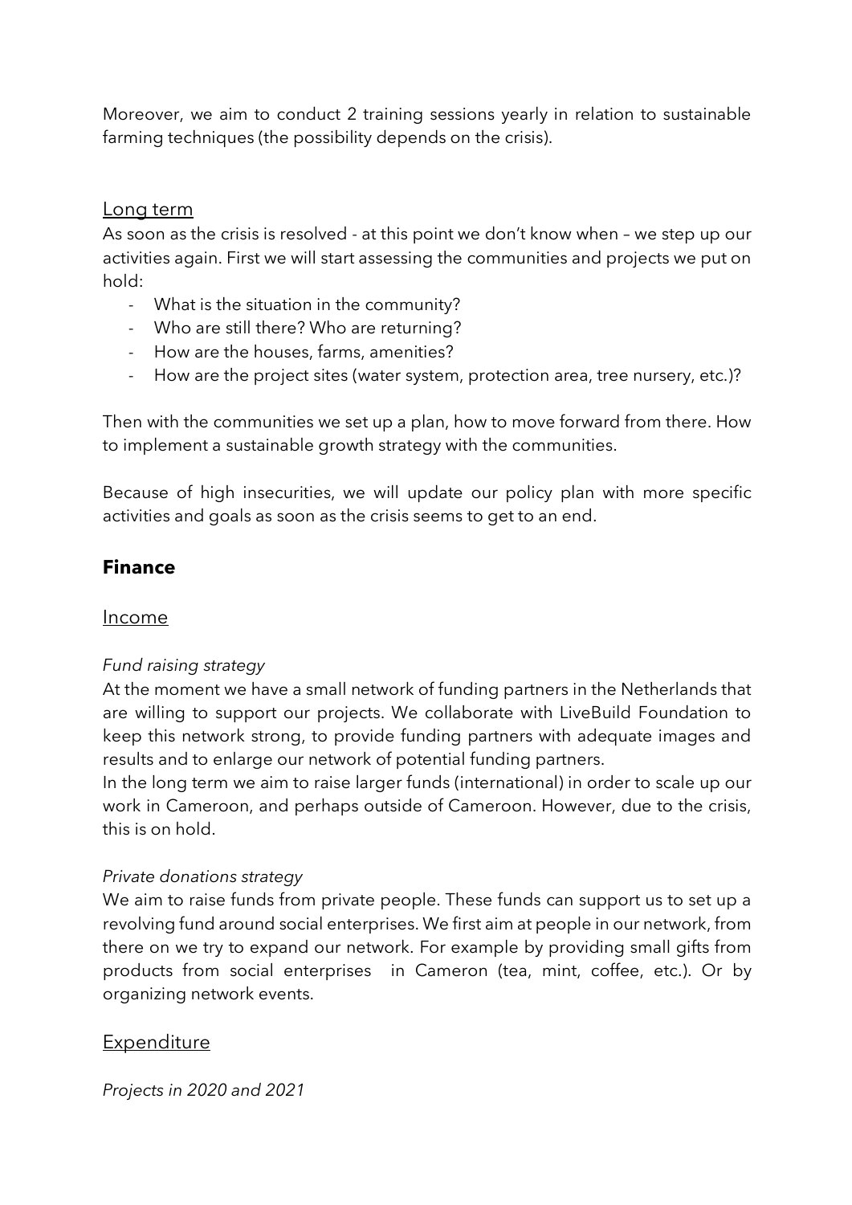Moreover, we aim to conduct 2 training sessions yearly in relation to sustainable farming techniques (the possibility depends on the crisis).

### Long term

As soon as the crisis is resolved - at this point we don't know when – we step up our activities again. First we will start assessing the communities and projects we put on hold:

- What is the situation in the community?
- Who are still there? Who are returning?
- How are the houses, farms, amenities?
- How are the project sites (water system, protection area, tree nursery, etc.)?

Then with the communities we set up a plan, how to move forward from there. How to implement a sustainable growth strategy with the communities.

Because of high insecurities, we will update our policy plan with more specific activities and goals as soon as the crisis seems to get to an end.

## Finance

### Income

*Fund raising strategy*

At the moment we have a small network of funding partners in the Netherlands that are willing to support our projects. We collaborate with LiveBuild Foundation to keep this network strong, to provide funding partners with adequate images and results and to enlarge our network of potential funding partners.

In the long term we aim to raise larger funds (international) in order to scale up our work in Cameroon, and perhaps outside of Cameroon. However, due to the crisis, this is on hold.

*Private donations strategy*

We aim to raise funds from private people. These funds can support us to set up a revolving fund around social enterprises. We first aim at people in our network, from there on we try to expand our network. For example by providing small gifts from products from social enterprises in Cameron (tea, mint, coffee, etc.). Or by organizing network events.

### Expenditure

*Projects in 2020 and 2021*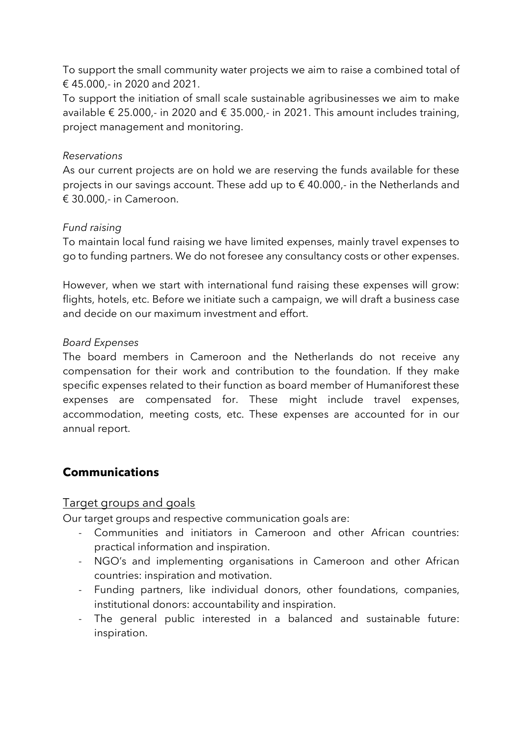To support the small community water projects we aim to raise a combined total of € 45.000,- in 2020 and 2021.

To support the initiation of small scale sustainable agribusinesses we aim to make available € 25.000,- in 2020 and € 35.000,- in 2021. This amount includes training, project management and monitoring.

*Reservations*

As our current projects are on hold we are reserving the funds available for these projects in our savings account. These add up to € 40.000,- in the Netherlands and € 30.000,- in Cameroon.

*Fund raising*

To maintain local fund raising we have limited expenses, mainly travel expenses to go to funding partners. We do not foresee any consultancy costs or other expenses.

However, when we start with international fund raising these expenses will grow: flights, hotels, etc. Before we initiate such a campaign, we will draft a business case and decide on our maximum investment and effort.

*Board Expenses*

The board members in Cameroon and the Netherlands do not receive any compensation for their work and contribution to the foundation. If they make specific expenses related to their function as board member of Humaniforest these expenses are compensated for. These might include travel expenses, accommodation, meeting costs, etc. These expenses are accounted for in our annual report.

## Communications

### Target groups and goals

Our target groups and respective communication goals are:

- Communities and initiators in Cameroon and other African countries: practical information and inspiration.
- NGO's and implementing organisations in Cameroon and other African countries: inspiration and motivation.
- Funding partners, like individual donors, other foundations, companies, institutional donors: accountability and inspiration.
- The general public interested in a balanced and sustainable future: inspiration.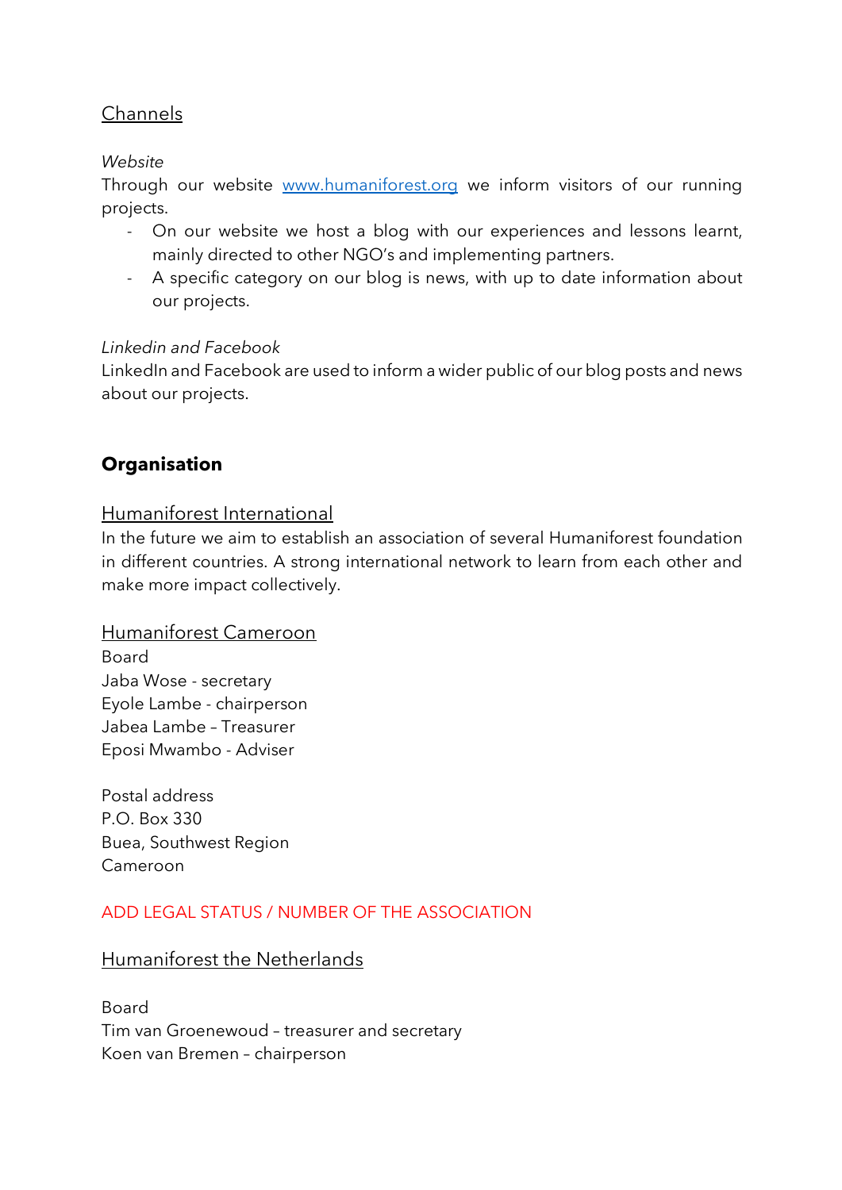### Channels

*Website*

Through our website [www.humaniforest.org](www.humaniforest.org) we inform visitors of our running projects.

- On our website we host a blog with our experiences and lessons learnt, mainly directed to other NGO's and implementing partners.
- A specific category on our blog is news, with up to date information about our projects.

*Linkedin and Facebook*

LinkedIn and Facebook are used to inform a wider public of our blog posts and news about our projects.

## Organisation

### Humaniforest International

In the future we aim to establish an association of several Humaniforest foundation in different countries. A strong international network to learn from each other and make more impact collectively.

### Humaniforest Cameroon

Board
Jaba Wose - secretary
Eyole Lambe - chairperson
Jabea Lambe – Treasurer
Eposi Mwambo - Adviser

Postal address
P.O. Box 330
Buea, Southwest Region
Cameroon

ADD LEGAL STATUS / NUMBER OF THE ASSOCIATION

### Humaniforest the Netherlands

Board
Tim van Groenewoud – treasurer and secretary
Koen van Bremen – chairperson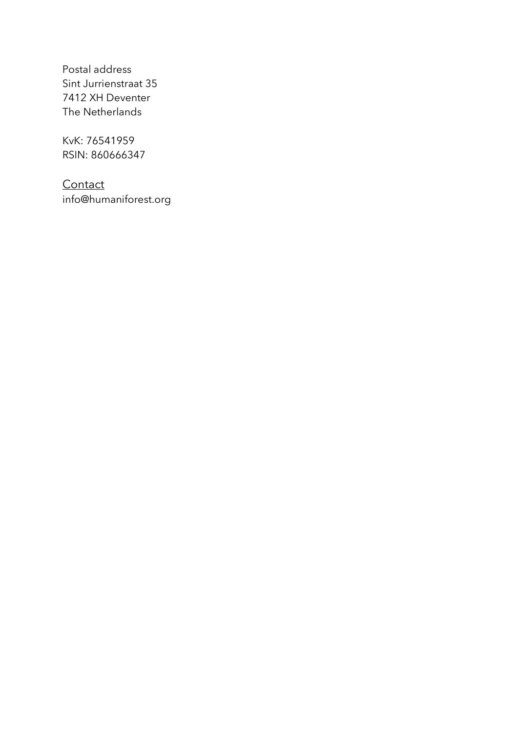Postal address
Sint Jurrienstraat 35
7412 XH Deventer
The Netherlands

KvK: 76541959
RSIN: 860666347

<u>Contact</u>
info@humaniforest.org